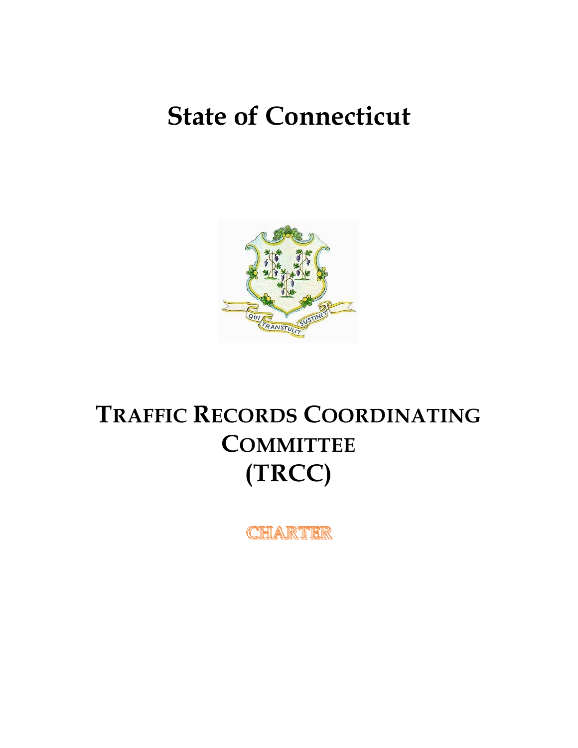# State of Connecticut

# TRAFFIC RECORDS COORDINATING COMMITTEE (TRCC)

## CHARTER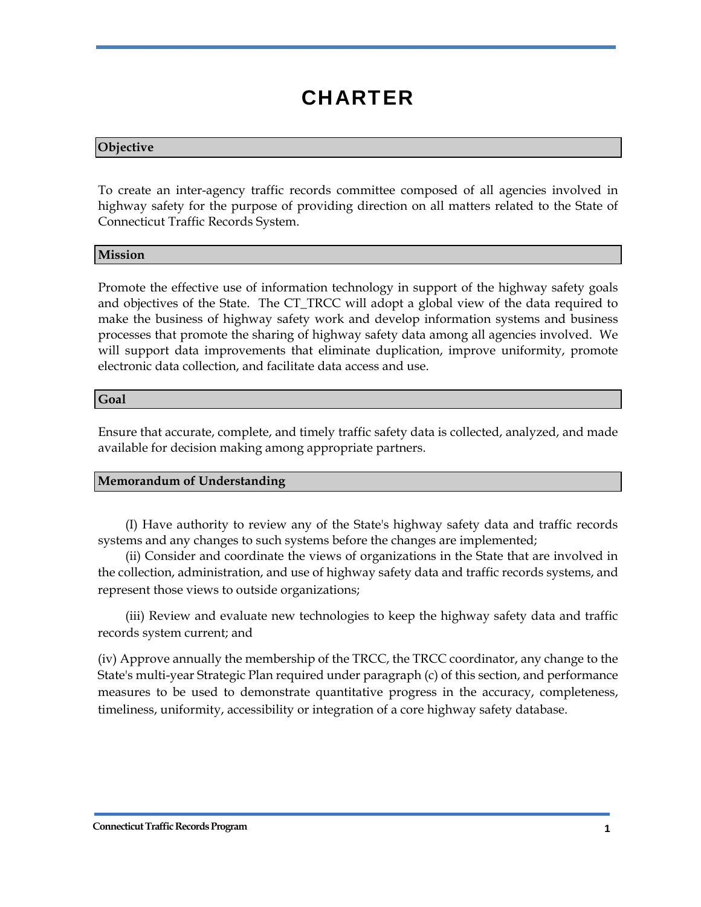# CHARTER

## Objective

To create an inter-agency traffic records committee composed of all agencies involved in highway safety for the purpose of providing direction on all matters related to the State of Connecticut Traffic Records System.

## Mission

Promote the effective use of information technology in support of the highway safety goals and objectives of the State. The CT_TRCC will adopt a global view of the data required to make the business of highway safety work and develop information systems and business processes that promote the sharing of highway safety data among all agencies involved. We will support data improvements that eliminate duplication, improve uniformity, promote electronic data collection, and facilitate data access and use.

## Goal

Ensure that accurate, complete, and timely traffic safety data is collected, analyzed, and made available for decision making among appropriate partners.

## Memorandum of Understanding

(I) Have authority to review any of the State's highway safety data and traffic records systems and any changes to such systems before the changes are implemented;

(ii) Consider and coordinate the views of organizations in the State that are involved in the collection, administration, and use of highway safety data and traffic records systems, and represent those views to outside organizations;

(iii) Review and evaluate new technologies to keep the highway safety data and traffic records system current; and

(iv) Approve annually the membership of the TRCC, the TRCC coordinator, any change to the State's multi-year Strategic Plan required under paragraph (c) of this section, and performance measures to be used to demonstrate quantitative progress in the accuracy, completeness, timeliness, uniformity, accessibility or integration of a core highway safety database.